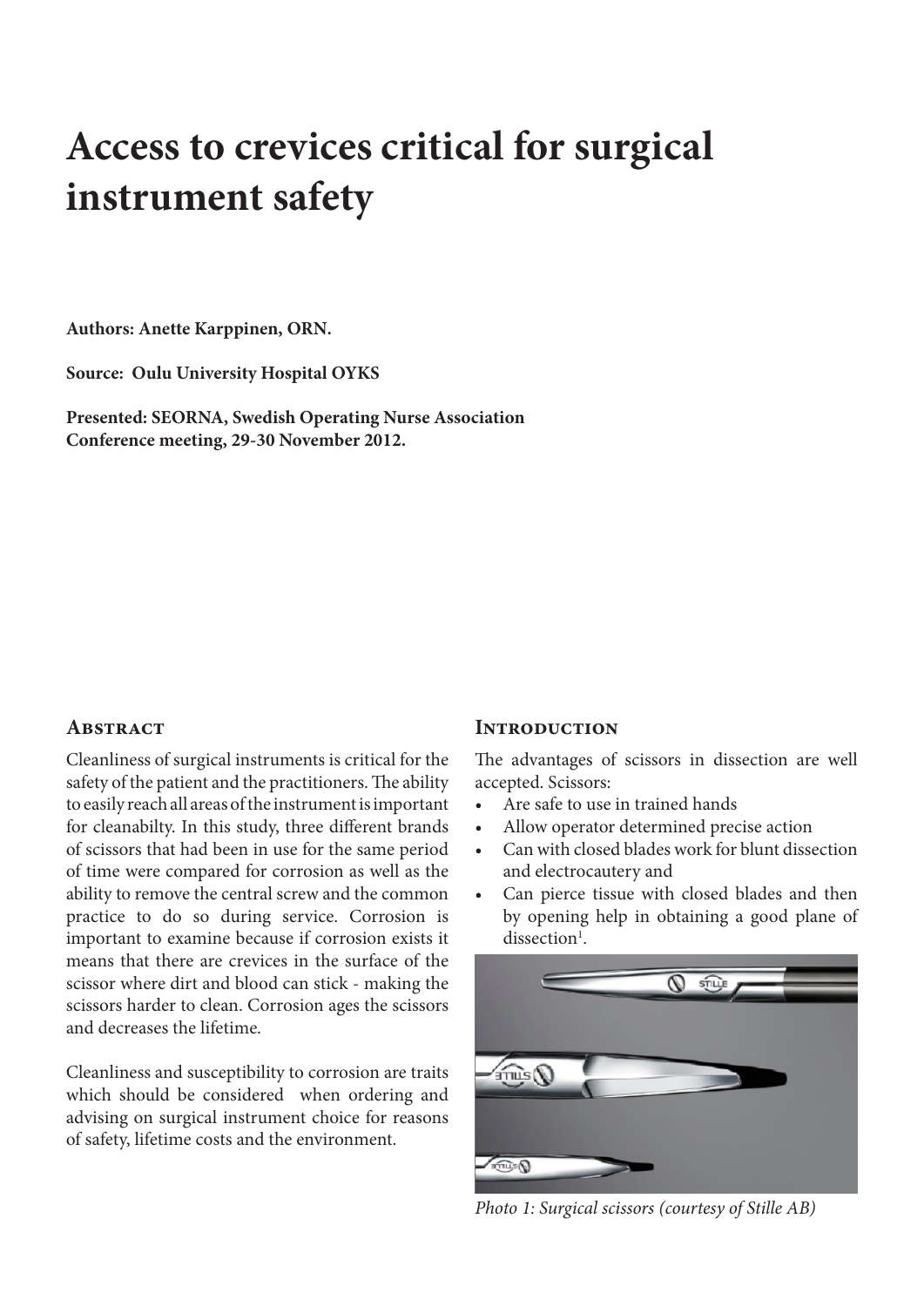# Access to crevices critical for surgical instrument safety

**Authors: Anette Karppinen, ORN.**

**Source: Oulu University Hospital OYKS**

**Presented: SEORNA, Swedish Operating Nurse Association Conference meeting, 29-30 November 2012.**

## Abstract

Cleanliness of surgical instruments is critical for the safety of the patient and the practitioners. The ability to easily reach all areas of the instrument is important for cleanabilty. In this study, three different brands of scissors that had been in use for the same period of time were compared for corrosion as well as the ability to remove the central screw and the common practice to do so during service. Corrosion is important to examine because if corrosion exists it means that there are crevices in the surface of the scissor where dirt and blood can stick - making the scissors harder to clean. Corrosion ages the scissors and decreases the lifetime.

Cleanliness and susceptibility to corrosion are traits which should be considered when ordering and advising on surgical instrument choice for reasons of safety, lifetime costs and the environment.

## Introduction

The advantages of scissors in dissection are well accepted. Scissors:

- Are safe to use in trained hands
- Allow operator determined precise action
- Can with closed blades work for blunt dissection and electrocautery and
- Can pierce tissue with closed blades and then by opening help in obtaining a good plane of dissection[1].

*Photo 1: Surgical scissors (courtesy of Stille AB)*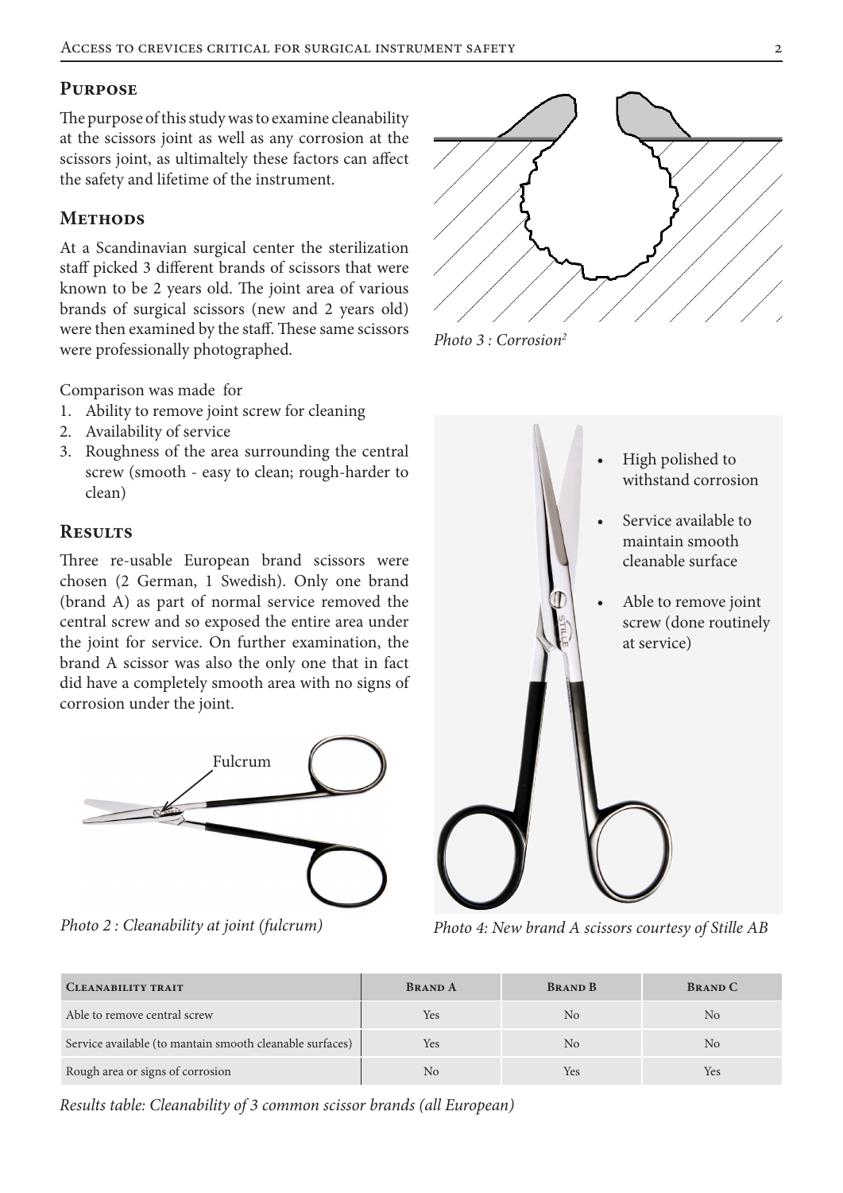## Purpose

The purpose of this study was to examine cleanability at the scissors joint as well as any corrosion at the scissors joint, as ulimaltely these factors can affect the safety and lifetime of the instrument.

## Methods

At a Scandinavian surgical center the sterilization staff picked 3 different brands of scissors that were known to be 2 years old. The joint area of various brands of surgical scissors (new and 2 years old) were then examined by the staff. These same scissors were professionally photographed.

Comparison was made for

1. Ability to remove joint screw for cleaning
2. Availability of service
3. Roughness of the area surrounding the central screw (smooth - easy to clean; rough-harder to clean)

## Results

Three re-usable European brand scissors were chosen (2 German, 1 Swedish). Only one brand (brand A) as part of normal service removed the central screw and so exposed the entire area under the joint for service. On further examination, the brand A scissor was also the only one that in fact did have a completely smooth area with no signs of corrosion under the joint.

Fulcrum

*Photo 2 : Cleanability at joint (fulcrum)*

*Photo 3 : Corrosion[2]*

- High polished to withstand corrosion
- Service available to maintain smooth cleanable surface
- Able to remove joint screw (done routinely at service)

*Photo 4: New brand A scissors courtesy of Stille AB*

| Cleanability trait | Brand A | Brand B | Brand C |
| --- | --- | --- | --- |
| Able to remove central screw | Yes | No | No |
| Service available (to mantain smooth cleanable surfaces) | Yes | No | No |
| Rough area or signs of corrosion | No | Yes | Yes |

*Results table: Cleanability of 3 common scissor brands (all European)*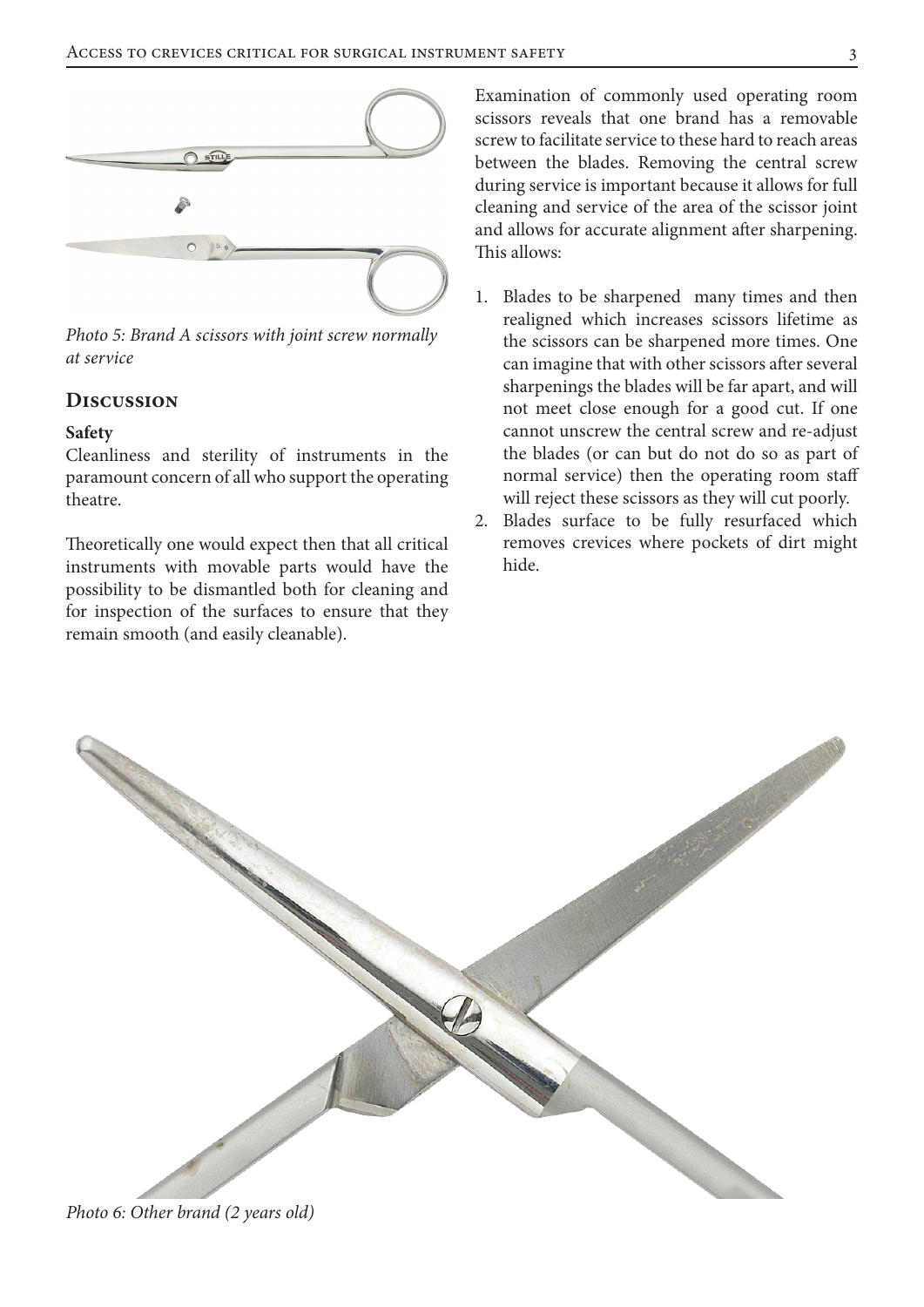*Photo 5: Brand A scissors with joint screw normally at service*

## Discussion

### Safety

Cleanliness and sterility of instruments in the paramount concern of all who support the operating theatre.

Theoretically one would expect then that all critical instruments with movable parts would have the possibility to be dismantled both for cleaning and for inspection of the surfaces to ensure that they remain smooth (and easily cleanable).

Examination of commonly used operating room scissors reveals that one brand has a removable screw to facilitate service to these hard to reach areas between the blades. Removing the central screw during service is important because it allows for full cleaning and service of the area of the scissor joint and allows for accurate alignment after sharpening. This allows:

1. Blades to be sharpened many times and then realigned which increases scissors lifetime as the scissors can be sharpened more times. One can imagine that with other scissors after several sharpenings the blades will be far apart, and will not meet close enough for a good cut. If one cannot unscrew the central screw and re-adjust the blades (or can but do not do so as part of normal service) then the operating room staff will reject these scissors as they will cut poorly.
2. Blades surface to be fully resurfaced which removes crevices where pockets of dirt might hide.

*Photo 6: Other brand (2 years old)*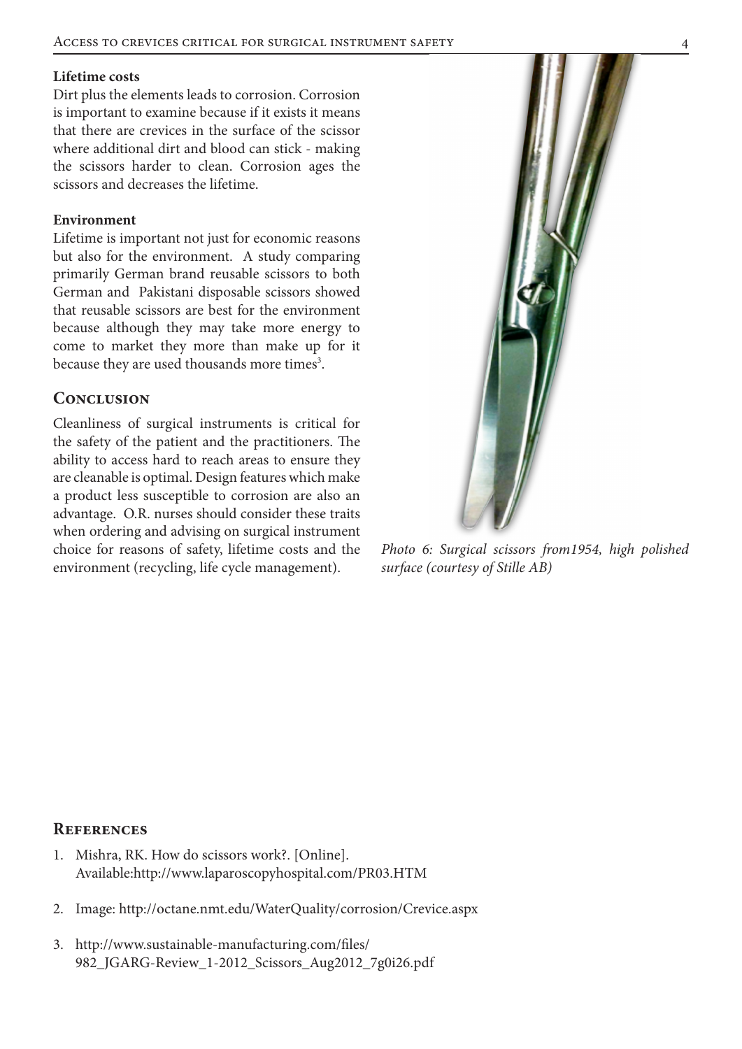### Lifetime costs

Dirt plus the elements leads to corrosion. Corrosion is important to examine because if it exists it means that there are crevices in the surface of the scissor where additional dirt and blood can stick - making the scissors harder to clean. Corrosion ages the scissors and decreases the lifetime.

### Environment

Lifetime is important not just for economic reasons but also for the environment. A study comparing primarily German brand reusable scissors to both German and Pakistani disposable scissors showed that reusable scissors are best for the environment because although they may take more energy to come to market they more than make up for it because they are used thousands more times[3].

## Conclusion

Cleanliness of surgical instruments is critical for the safety of the patient and the practitioners. The ability to access hard to reach areas to ensure they are cleanable is optimal. Design features which make a product less susceptible to corrosion are also an advantage. O.R. nurses should consider these traits when ordering and advising on surgical instrument choice for reasons of safety, lifetime costs and the environment (recycling, life cycle management).

*Photo 6: Surgical scissors from1954, high polished surface (courtesy of Stille AB)*

## References

1. Mishra, RK. How do scissors work?. [Online]. Available:http://www.laparoscopyhospital.com/PR03.HTM
2. Image: http://octane.nmt.edu/WaterQuality/corrosion/Crevice.aspx
3. http://www.sustainable-manufacturing.com/files/982_JGARG-Review_1-2012_Scissors_Aug2012_7g0i26.pdf